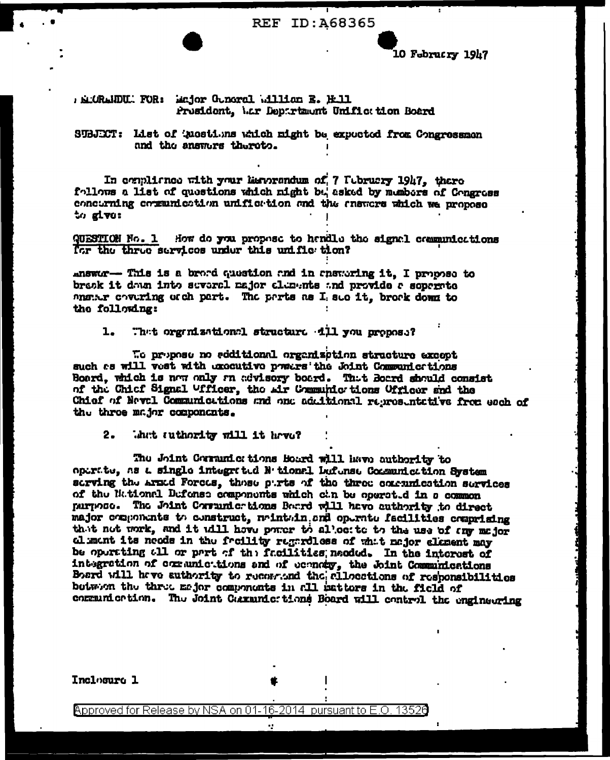10 February 1947

MEMORANDUM FOR: Major General William E. Hall
President, War Department Unification Board

SUBJECT: List of Questions which might be expected from Congressmen and the answers thereto.

In compliance with your Memorandum of 7 February 1947, there follows a list of questions which might be asked by members of Congress concerning communication unification and the answers which we propose to give:

QUESTION No. 1 How do you propose to handle the signal communications for the three services under this unification?

Answer— This is a broad question and in answering it, I propose to break it down into several major elements and provide a separate answer covering each part. The parts as I see it, break down to the following:

1. What organizational structure will you propose?

We propose no additional organization structure except such as will vest with executive powers the Joint Communications Board, which is now only an advisory board. That Board should consist of the Chief Signal Officer, the Air Communications Officer and the Chief of Naval Communications and one additional representative from each of the three major components.

2. What authority will it have?

The Joint Communications Board will have authority to operate, as a single integrated National Defense Communication System serving the Armed Forces, those parts of the three communication services of the National Defense components which can be operated in a common purpose. The Joint Communications Board will have authority to direct major components to construct, maintain and operate facilities comprising that net work, and it will have power to allocate to the use of any major element its needs in the facility regardless of what major element may be operating all or part of the facilities needed. In the interest of integration of communications and of economy, the Joint Communications Board will have authority to recommend the allocations of responsibilities between the three major components in all matters in the field of communication. The Joint Communications Board will control the engineering

Inclosure 1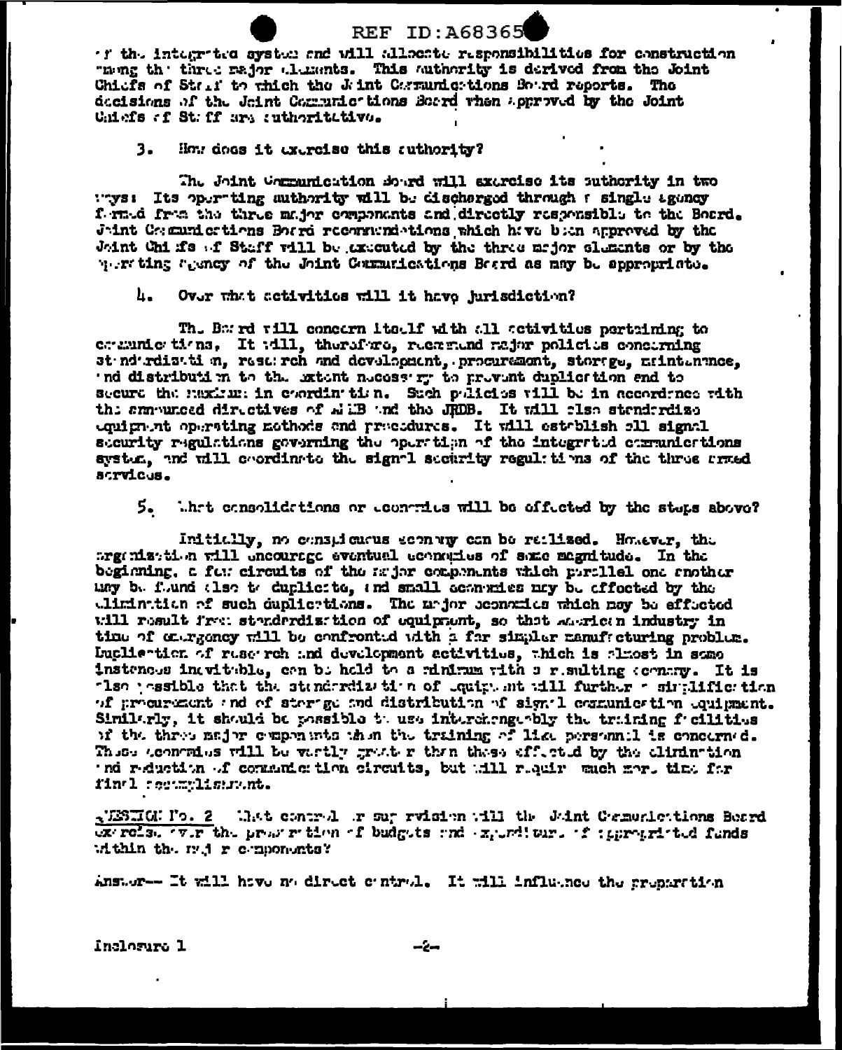of the integrated system and will allocate responsibilities for construction among the three major elements. This authority is derived from the Joint Chiefs of Staff to which the Joint Communications Board reports. The decisions of the Joint Communications Board when approved by the Joint Chiefs of Staff are authoritative.

3. How does it exercise this authority?

The Joint Communication Board will exercise its authority in two ways: Its operating authority will be discharged through a single agency formed from the three major components and directly responsible to the Board. Joint Communications Board recommendations which have been approved by the Joint Chiefs of Staff will be executed by the three major elements or by the operating agency of the Joint Communications Board as may be appropriate.

4. Over what activities will it have jurisdiction?

The Board will concern itself with all activities pertaining to communications. It will, therefore, recommend major policies concerning standardization, research and development, procurement, storage, maintenance, and distribution to the extent necessary to prevent duplication and to secure the maximum in coordination. Such policies will be in accordance with the announced directives of ANMB and the JRDB. It will also standardize equipment operating methods and procedures. It will establish all signal security regulations governing the operation of the integrated communications system, and will coordinate the signal security regulations of the three armed services.

5. What consolidations or economies will be effected by the steps above?

Initially, no conspicuous economy can be realized. However, the organization will encourage eventual economies of some magnitude. In the beginning, a few circuits of the major components which parallel one another may be found else to duplicate, and small economies may be effected by the elimination of such duplications. The major economies which may be effected will result from standardization of equipment, so that American industry in time of emergency will be confronted with a far simpler manufacturing problem. Duplication of research and development activities, which is almost in some instances inevitable, can be held to a minimum with a resulting economy. It is also possible that the standardization of equipment will further a simplification of procurement and of storage and distribution of signal communication equipment. Similarly, it should be possible to use interchangeably the training facilities of the three major components when the training of like personnel is concerned. These economies will be vastly greater than those effected by the elimination and reduction of communication circuits, but will require much more time for final accomplishment.

QUESTION No. 2 What control or supervision will the Joint Communications Board exercise over the preparation of budgets and expenditure of appropriated funds within the major components?

Answer-- It will have no direct control. It will influence the preparation

Inclosure 1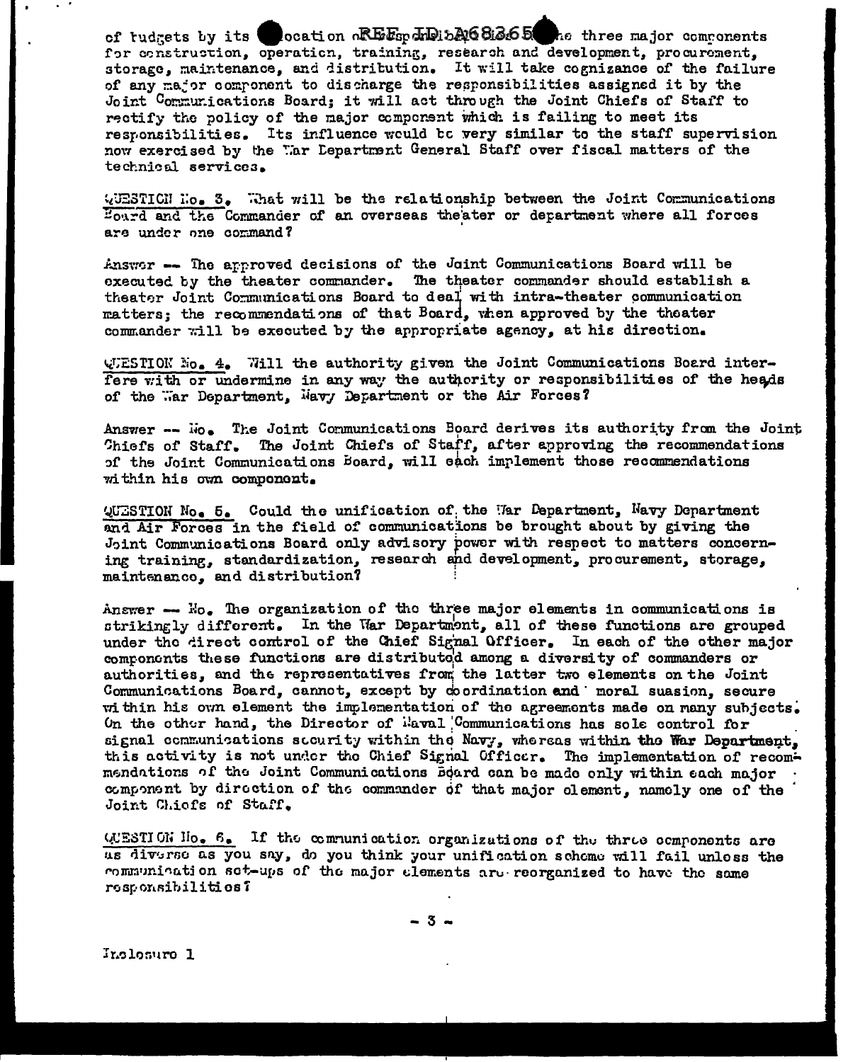of budgets by its allocation of funds to the three major components for construction, operation, training, research and development, procurement, storage, maintenance, and distribution. It will take cognizance of the failure of any major component to discharge the responsibilities assigned it by the Joint Communications Board; it will act through the Joint Chiefs of Staff to rectify the policy of the major component which is failing to meet its responsibilities. Its influence would be very similar to the staff supervision now exercised by the War Department General Staff over fiscal matters of the technical services.

QUESTION No. 3. What will be the relationship between the Joint Communications Board and the Commander of an overseas theater or department where all forces are under one command?

Answer -- The approved decisions of the Joint Communications Board will be executed by the theater commander. The theater commander should establish a theater Joint Communications Board to deal with intra-theater communication matters; the recommendations of that Board, when approved by the theater commander will be executed by the appropriate agency, at his direction.

QUESTION No. 4. Will the authority given the Joint Communications Board interfere with or undermine in any way the authority or responsibilities of the heads of the War Department, Navy Department or the Air Forces?

Answer -- No. The Joint Communications Board derives its authority from the Joint Chiefs of Staff. The Joint Chiefs of Staff, after approving the recommendations of the Joint Communications Board, will each implement those recommendations within his own component.

QUESTION No. 5. Could the unification of the War Department, Navy Department and Air Forces in the field of communications be brought about by giving the Joint Communications Board only advisory power with respect to matters concerning training, standardization, research and development, procurement, storage, maintenance, and distribution?

Answer -- No. The organization of the three major elements in communications is strikingly different. In the War Department, all of these functions are grouped under the direct control of the Chief Signal Officer. In each of the other major components these functions are distributed among a diversity of commanders or authorities, and the representatives from the latter two elements on the Joint Communications Board, cannot, except by coordination and moral suasion, secure within his own element the implementation of the agreements made on many subjects. On the other hand, the Director of Naval Communications has sole control for signal communications security within the Navy, whereas within the War Department, this activity is not under the Chief Signal Officer. The implementation of recommendations of the Joint Communications Board can be made only within each major component by direction of the commander of that major element, namely one of the Joint Chiefs of Staff.

QUESTION No. 6. If the communication organizations of the three components are as diverse as you say, do you think your unification scheme will fail unless the communication set-ups of the major elements are reorganized to have the same responsibilities?

Inclosure 1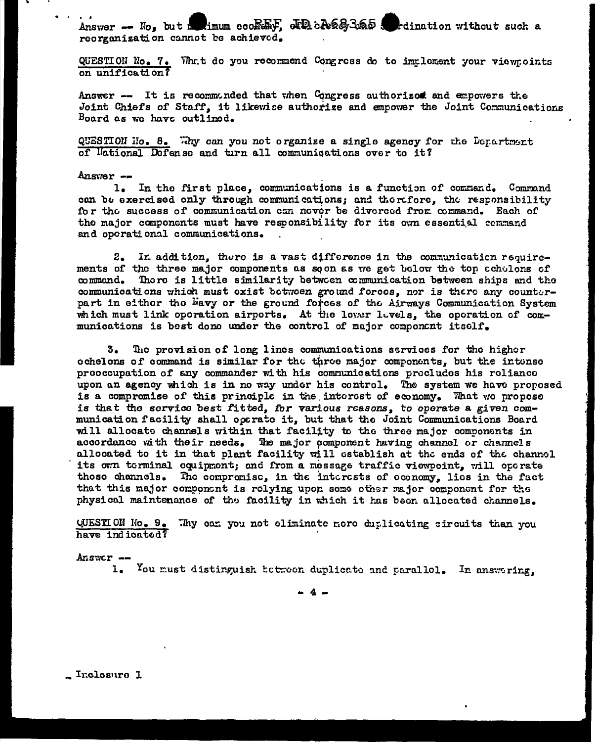Answer — No, but maximum economy of coordination without such a reorganization cannot be achieved.

QUESTION No. 7. What do you recommend Congress do to implement your viewpoints on unification?

Answer — It is recommended that when Congress authorizes and empowers the Joint Chiefs of Staff, it likewise authorize and empower the Joint Communications Board as we have outlined.

QUESTION No. 8. Why can you not organize a single agency for the Department of National Defense and turn all communications over to it?

Answer —

1. In the first place, communications is a function of command. Command can be exercised only through communications; and therefore, the responsibility for the success of communication can never be divorced from command. Each of the major components must have responsibility for its own essential command and operational communications.

2. In addition, there is a vast difference in the communication requirements of the three major components as soon as we get below the top echelons of command. There is little similarity between communication between ships and the communications which must exist between ground forces, nor is there any counterpart in either the Navy or the ground forces of the Airways Communication System which must link operation airports. At the lower levels, the operation of communications is best done under the control of major component itself.

3. The provision of long lines communications services for the higher echelons of command is similar for the three major components, but the intense preoccupation of any commander with his communications precludes his reliance upon an agency which is in no way under his control. The system we have proposed is a compromise of this principle in the interest of economy. What we propose is that the service best fitted, *for various reasons*, to operate a given communication facility shall operate it, but that the Joint Communications Board will allocate channels within that facility to the three major components in accordance with their needs. The major component having channel or channels allocated to it in that plant facility will establish at the ends of the channel its own terminal equipment; and from a message traffic viewpoint, will operate those channels. The compromise, in the interests of economy, lies in the fact that this major component is relying upon some other major component for the physical maintenance of the facility in which it has been allocated channels.

QUESTION No. 9. Why can you not eliminate more duplicating circuits than you have indicated?

Answer —

1. You must distinguish between duplicate and parallel. In answering,

Inclosure 1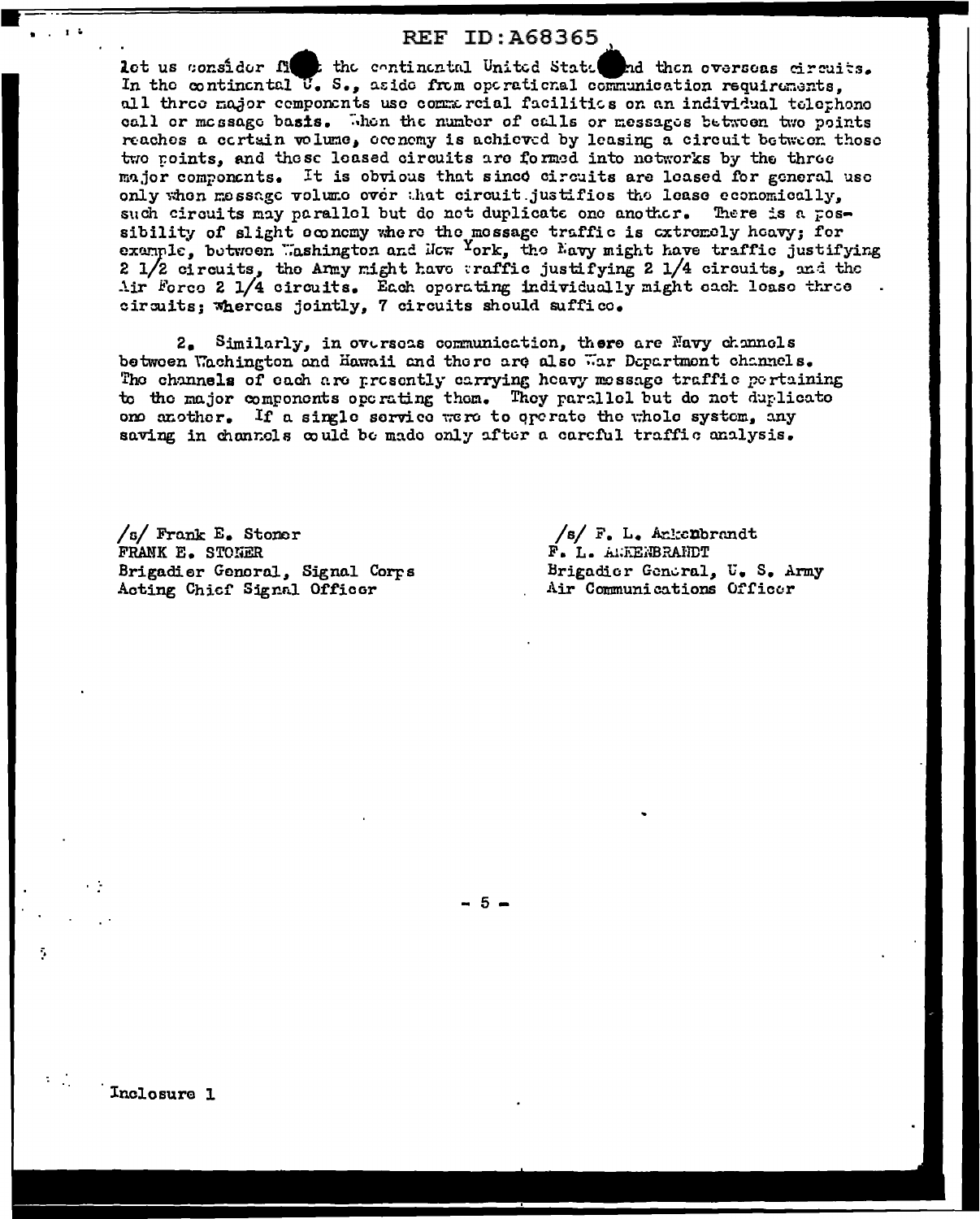let us consider first the continental United States and then overseas circuits. In the continental U. S., aside from operational communication requirements, all three major components use commercial facilities on an individual telephone call or message basis. When the number of calls or messages between two points reaches a certain volume, economy is achieved by leasing a circuit between those two points, and these leased circuits are formed into networks by the three major components. It is obvious that since circuits are leased for general use only when message volume over that circuit justifies the lease economically, such circuits may parallel but do not duplicate one another. There is a possibility of slight economy where the message traffic is extremely heavy; for example, between Washington and New York, the Navy might have traffic justifying 2 1/2 circuits, the Army might have traffic justifying 2 1/4 circuits, and the Air Force 2 1/4 circuits. Each operating individually might each lease three circuits; whereas jointly, 7 circuits should suffice.

2. Similarly, in overseas communication, there are Navy channels between Washington and Hawaii and there are also War Department channels. The channels of each are presently carrying heavy message traffic pertaining to the major components operating them. They parallel but do not duplicate one another. If a single service were to operate the whole system, any saving in channels could be made only after a careful traffic analysis.

/s/ Frank E. Stoner
FRANK E. STONER
Brigadier General, Signal Corps
Acting Chief Signal Officer

/s/ F. L. Ankenbrandt
F. L. ANKENBRANDT
Brigadier General, U. S. Army
Air Communications Officer

Inclosure 1